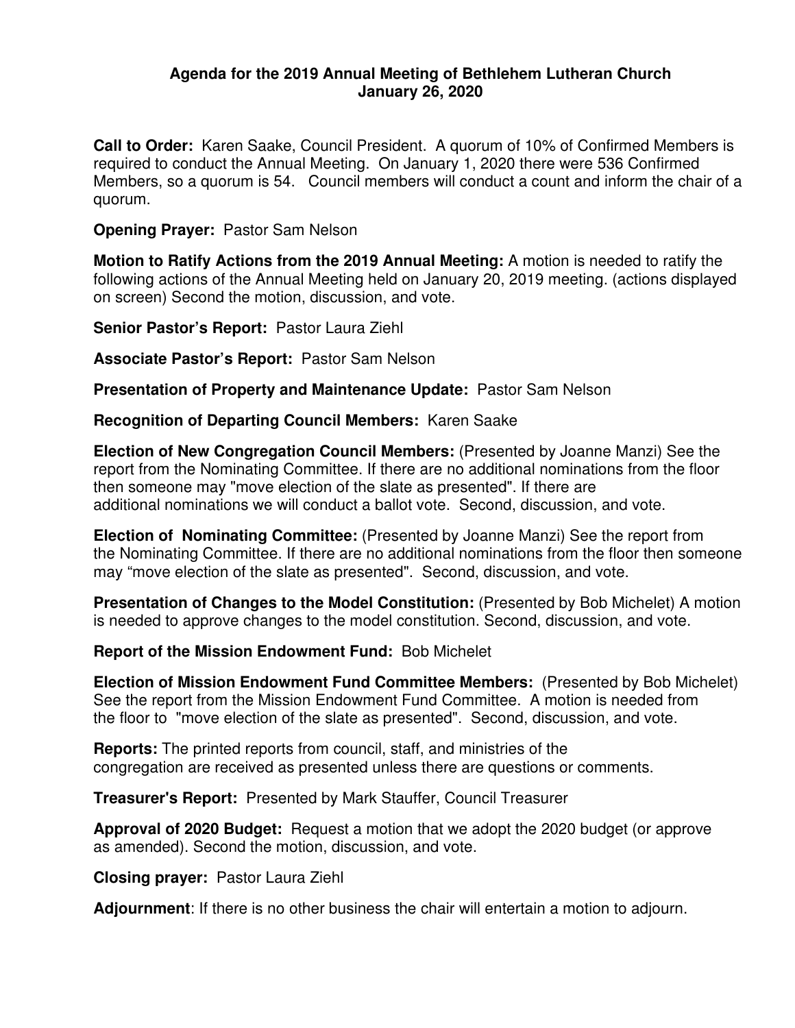# Agenda for the 2019 Annual Meeting of Bethlehem Lutheran Church
## January 26, 2020

**Call to Order:** Karen Saake, Council President. A quorum of 10% of Confirmed Members is required to conduct the Annual Meeting. On January 1, 2020 there were 536 Confirmed Members, so a quorum is 54. Council members will conduct a count and inform the chair of a quorum.

**Opening Prayer:** Pastor Sam Nelson

**Motion to Ratify Actions from the 2019 Annual Meeting:** A motion is needed to ratify the following actions of the Annual Meeting held on January 20, 2019 meeting. (actions displayed on screen) Second the motion, discussion, and vote.

**Senior Pastor's Report:** Pastor Laura Ziehl

**Associate Pastor's Report:** Pastor Sam Nelson

**Presentation of Property and Maintenance Update:** Pastor Sam Nelson

**Recognition of Departing Council Members:** Karen Saake

**Election of New Congregation Council Members:** (Presented by Joanne Manzi) See the report from the Nominating Committee. If there are no additional nominations from the floor then someone may "move election of the slate as presented". If there are additional nominations we will conduct a ballot vote. Second, discussion, and vote.

**Election of Nominating Committee:** (Presented by Joanne Manzi) See the report from the Nominating Committee. If there are no additional nominations from the floor then someone may "move election of the slate as presented". Second, discussion, and vote.

**Presentation of Changes to the Model Constitution:** (Presented by Bob Michelet) A motion is needed to approve changes to the model constitution. Second, discussion, and vote.

**Report of the Mission Endowment Fund:** Bob Michelet

**Election of Mission Endowment Fund Committee Members:** (Presented by Bob Michelet) See the report from the Mission Endowment Fund Committee. A motion is needed from the floor to "move election of the slate as presented". Second, discussion, and vote.

**Reports:** The printed reports from council, staff, and ministries of the congregation are received as presented unless there are questions or comments.

**Treasurer's Report:** Presented by Mark Stauffer, Council Treasurer

**Approval of 2020 Budget:** Request a motion that we adopt the 2020 budget (or approve as amended). Second the motion, discussion, and vote.

**Closing prayer:** Pastor Laura Ziehl

**Adjournment**: If there is no other business the chair will entertain a motion to adjourn.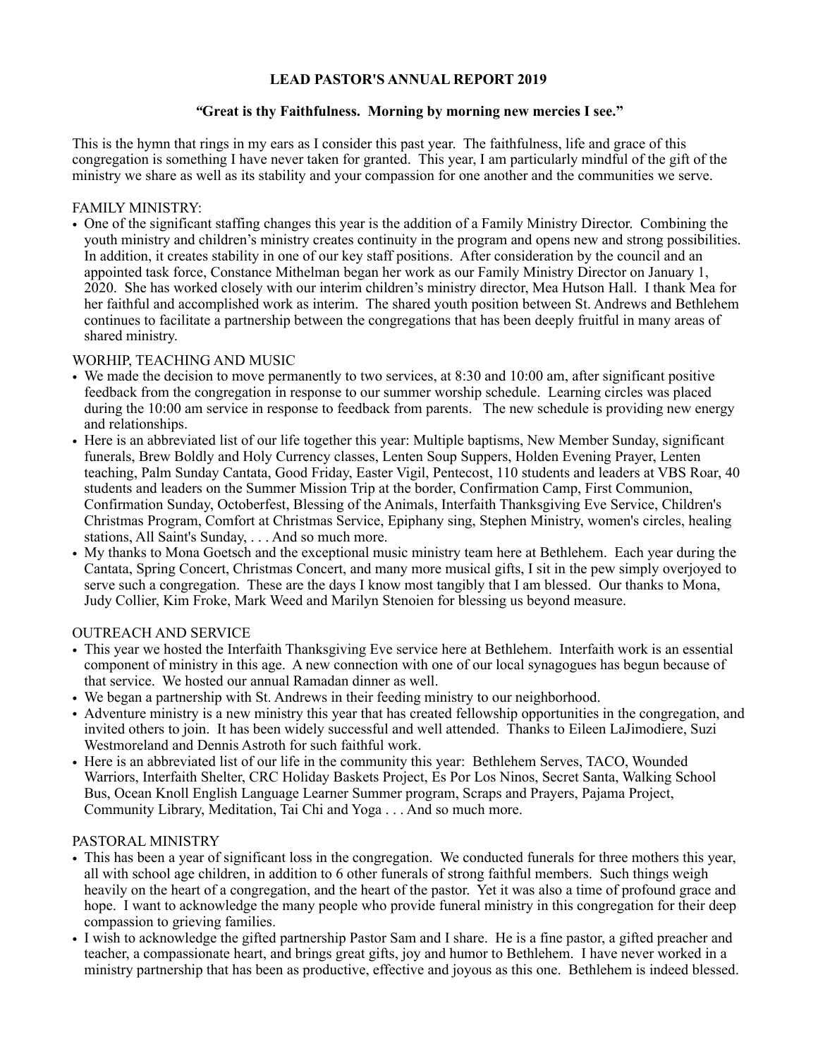# LEAD PASTOR'S ANNUAL REPORT 2019

## *"Great is thy Faithfulness. Morning by morning new mercies I see."*

This is the hymn that rings in my ears as I consider this past year. The faithfulness, life and grace of this congregation is something I have never taken for granted. This year, I am particularly mindful of the gift of the ministry we share as well as its stability and your compassion for one another and the communities we serve.

FAMILY MINISTRY:

- One of the significant staffing changes this year is the addition of a Family Ministry Director. Combining the youth ministry and children's ministry creates continuity in the program and opens new and strong possibilities. In addition, it creates stability in one of our key staff positions. After consideration by the council and an appointed task force, Constance Mithelman began her work as our Family Ministry Director on January 1, 2020. She has worked closely with our interim children's ministry director, Mea Hutson Hall. I thank Mea for her faithful and accomplished work as interim. The shared youth position between St. Andrews and Bethlehem continues to facilitate a partnership between the congregations that has been deeply fruitful in many areas of shared ministry.

WORHIP, TEACHING AND MUSIC

- We made the decision to move permanently to two services, at 8:30 and 10:00 am, after significant positive feedback from the congregation in response to our summer worship schedule. Learning circles was placed during the 10:00 am service in response to feedback from parents. The new schedule is providing new energy and relationships.
- Here is an abbreviated list of our life together this year: Multiple baptisms, New Member Sunday, significant funerals, Brew Boldly and Holy Currency classes, Lenten Soup Suppers, Holden Evening Prayer, Lenten teaching, Palm Sunday Cantata, Good Friday, Easter Vigil, Pentecost, 110 students and leaders at VBS Roar, 40 students and leaders on the Summer Mission Trip at the border, Confirmation Camp, First Communion, Confirmation Sunday, Octoberfest, Blessing of the Animals, Interfaith Thanksgiving Eve Service, Children's Christmas Program, Comfort at Christmas Service, Epiphany sing, Stephen Ministry, women's circles, healing stations, All Saint's Sunday, . . . And so much more.
- My thanks to Mona Goetsch and the exceptional music ministry team here at Bethlehem. Each year during the Cantata, Spring Concert, Christmas Concert, and many more musical gifts, I sit in the pew simply overjoyed to serve such a congregation. These are the days I know most tangibly that I am blessed. Our thanks to Mona, Judy Collier, Kim Froke, Mark Weed and Marilyn Stenoien for blessing us beyond measure.

OUTREACH AND SERVICE

- This year we hosted the Interfaith Thanksgiving Eve service here at Bethlehem. Interfaith work is an essential component of ministry in this age. A new connection with one of our local synagogues has begun because of that service. We hosted our annual Ramadan dinner as well.
- We began a partnership with St. Andrews in their feeding ministry to our neighborhood.
- Adventure ministry is a new ministry this year that has created fellowship opportunities in the congregation, and invited others to join. It has been widely successful and well attended. Thanks to Eileen LaJimodiere, Suzi Westmoreland and Dennis Astroth for such faithful work.
- Here is an abbreviated list of our life in the community this year: Bethlehem Serves, TACO, Wounded Warriors, Interfaith Shelter, CRC Holiday Baskets Project, Es Por Los Ninos, Secret Santa, Walking School Bus, Ocean Knoll English Language Learner Summer program, Scraps and Prayers, Pajama Project, Community Library, Meditation, Tai Chi and Yoga . . . And so much more.

PASTORAL MINISTRY

- This has been a year of significant loss in the congregation. We conducted funerals for three mothers this year, all with school age children, in addition to 6 other funerals of strong faithful members. Such things weigh heavily on the heart of a congregation, and the heart of the pastor. Yet it was also a time of profound grace and hope. I want to acknowledge the many people who provide funeral ministry in this congregation for their deep compassion to grieving families.
- I wish to acknowledge the gifted partnership Pastor Sam and I share. He is a fine pastor, a gifted preacher and teacher, a compassionate heart, and brings great gifts, joy and humor to Bethlehem. I have never worked in a ministry partnership that has been as productive, effective and joyous as this one. Bethlehem is indeed blessed.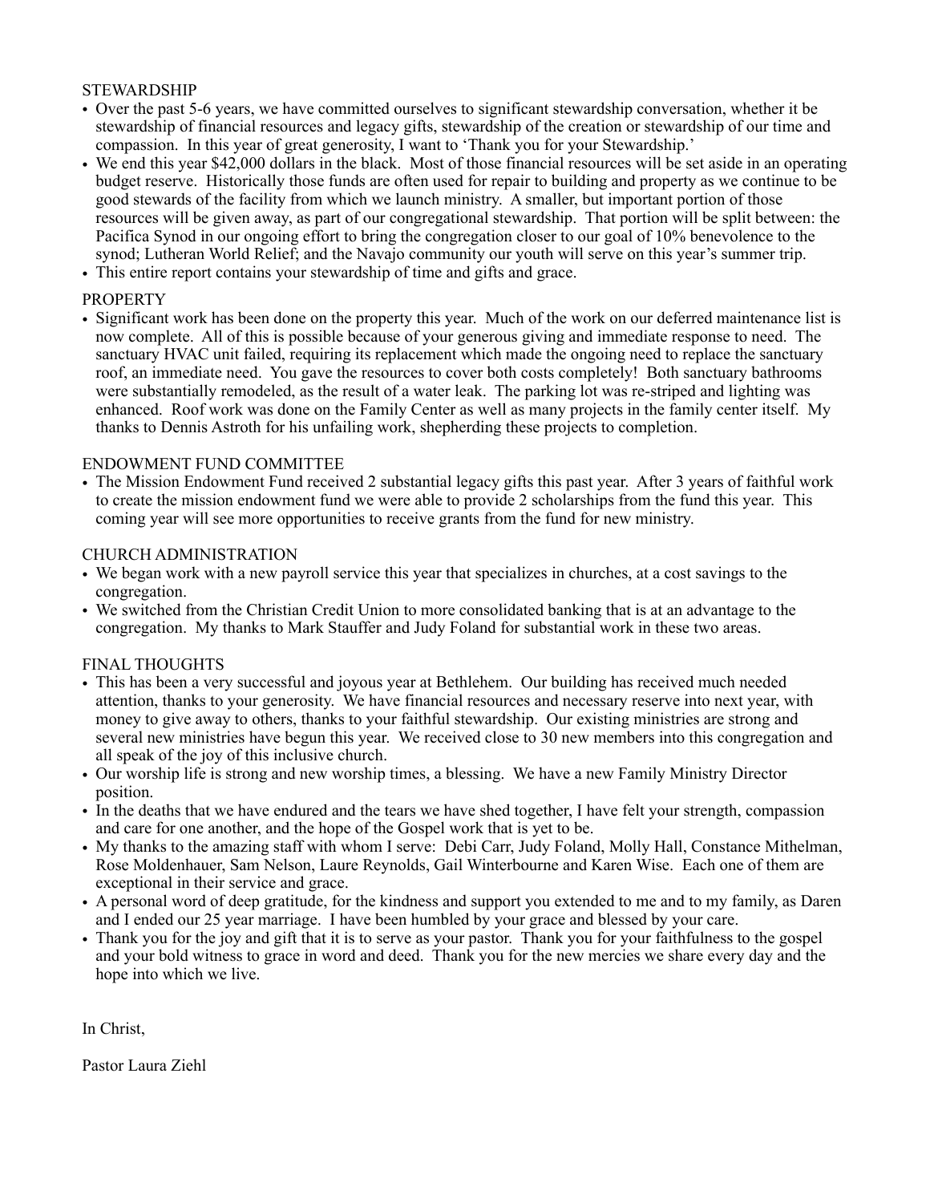STEWARDSHIP

- Over the past 5-6 years, we have committed ourselves to significant stewardship conversation, whether it be stewardship of financial resources and legacy gifts, stewardship of the creation or stewardship of our time and compassion. In this year of great generosity, I want to 'Thank you for your Stewardship.'
- We end this year $42,000 dollars in the black. Most of those financial resources will be set aside in an operating budget reserve. Historically those funds are often used for repair to building and property as we continue to be good stewards of the facility from which we launch ministry. A smaller, but important portion of those resources will be given away, as part of our congregational stewardship. That portion will be split between: the Pacifica Synod in our ongoing effort to bring the congregation closer to our goal of 10% benevolence to the synod; Lutheran World Relief; and the Navajo community our youth will serve on this year's summer trip.
- This entire report contains your stewardship of time and gifts and grace.

PROPERTY

- Significant work has been done on the property this year. Much of the work on our deferred maintenance list is now complete. All of this is possible because of your generous giving and immediate response to need. The sanctuary HVAC unit failed, requiring its replacement which made the ongoing need to replace the sanctuary roof, an immediate need. You gave the resources to cover both costs completely! Both sanctuary bathrooms were substantially remodeled, as the result of a water leak. The parking lot was re-striped and lighting was enhanced. Roof work was done on the Family Center as well as many projects in the family center itself. My thanks to Dennis Astroth for his unfailing work, shepherding these projects to completion.

ENDOWMENT FUND COMMITTEE

- The Mission Endowment Fund received 2 substantial legacy gifts this past year. After 3 years of faithful work to create the mission endowment fund we were able to provide 2 scholarships from the fund this year. This coming year will see more opportunities to receive grants from the fund for new ministry.

CHURCH ADMINISTRATION

- We began work with a new payroll service this year that specializes in churches, at a cost savings to the congregation.
- We switched from the Christian Credit Union to more consolidated banking that is at an advantage to the congregation. My thanks to Mark Stauffer and Judy Foland for substantial work in these two areas.

FINAL THOUGHTS

- This has been a very successful and joyous year at Bethlehem. Our building has received much needed attention, thanks to your generosity. We have financial resources and necessary reserve into next year, with money to give away to others, thanks to your faithful stewardship. Our existing ministries are strong and several new ministries have begun this year. We received close to 30 new members into this congregation and all speak of the joy of this inclusive church.
- Our worship life is strong and new worship times, a blessing. We have a new Family Ministry Director position.
- In the deaths that we have endured and the tears we have shed together, I have felt your strength, compassion and care for one another, and the hope of the Gospel work that is yet to be.
- My thanks to the amazing staff with whom I serve: Debi Carr, Judy Foland, Molly Hall, Constance Mithelman, Rose Moldenhauer, Sam Nelson, Laure Reynolds, Gail Winterbourne and Karen Wise. Each one of them are exceptional in their service and grace.
- A personal word of deep gratitude, for the kindness and support you extended to me and to my family, as Daren and I ended our 25 year marriage. I have been humbled by your grace and blessed by your care.
- Thank you for the joy and gift that it is to serve as your pastor. Thank you for your faithfulness to the gospel and your bold witness to grace in word and deed. Thank you for the new mercies we share every day and the hope into which we live.

In Christ,

Pastor Laura Ziehl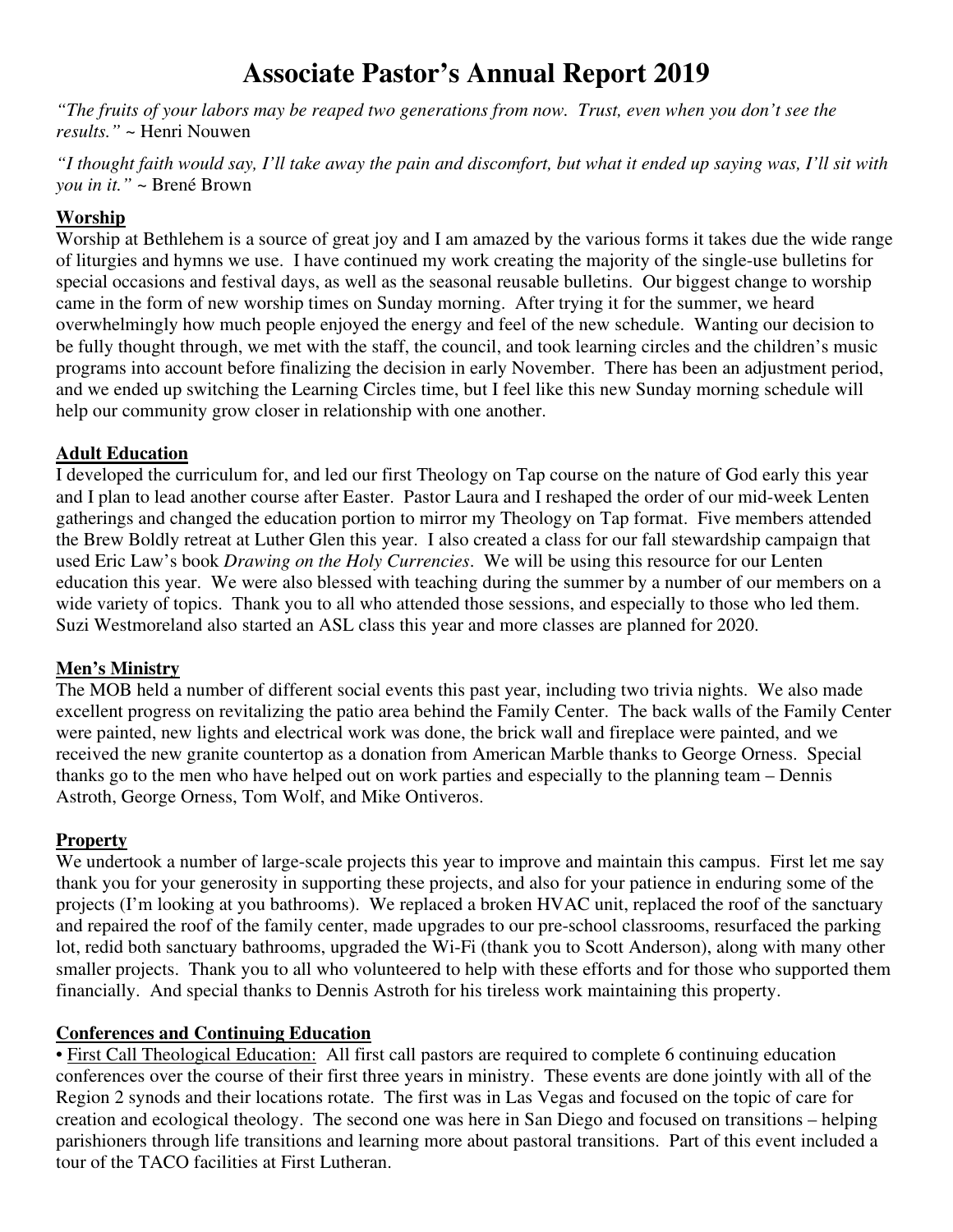# Associate Pastor's Annual Report 2019

*"The fruits of your labors may be reaped two generations from now. Trust, even when you don't see the results."* ~ Henri Nouwen

*"I thought faith would say, I'll take away the pain and discomfort, but what it ended up saying was, I'll sit with you in it."* ~ Brené Brown

## Worship

Worship at Bethlehem is a source of great joy and I am amazed by the various forms it takes due the wide range of liturgies and hymns we use. I have continued my work creating the majority of the single-use bulletins for special occasions and festival days, as well as the seasonal reusable bulletins. Our biggest change to worship came in the form of new worship times on Sunday morning. After trying it for the summer, we heard overwhelmingly how much people enjoyed the energy and feel of the new schedule. Wanting our decision to be fully thought through, we met with the staff, the council, and took learning circles and the children's music programs into account before finalizing the decision in early November. There has been an adjustment period, and we ended up switching the Learning Circles time, but I feel like this new Sunday morning schedule will help our community grow closer in relationship with one another.

## Adult Education

I developed the curriculum for, and led our first Theology on Tap course on the nature of God early this year and I plan to lead another course after Easter. Pastor Laura and I reshaped the order of our mid-week Lenten gatherings and changed the education portion to mirror my Theology on Tap format. Five members attended the Brew Boldly retreat at Luther Glen this year. I also created a class for our fall stewardship campaign that used Eric Law's book *Drawing on the Holy Currencies*. We will be using this resource for our Lenten education this year. We were also blessed with teaching during the summer by a number of our members on a wide variety of topics. Thank you to all who attended those sessions, and especially to those who led them. Suzi Westmoreland also started an ASL class this year and more classes are planned for 2020.

## Men's Ministry

The MOB held a number of different social events this past year, including two trivia nights. We also made excellent progress on revitalizing the patio area behind the Family Center. The back walls of the Family Center were painted, new lights and electrical work was done, the brick wall and fireplace were painted, and we received the new granite countertop as a donation from American Marble thanks to George Orness. Special thanks go to the men who have helped out on work parties and especially to the planning team – Dennis Astroth, George Orness, Tom Wolf, and Mike Ontiveros.

## Property

We undertook a number of large-scale projects this year to improve and maintain this campus. First let me say thank you for your generosity in supporting these projects, and also for your patience in enduring some of the projects (I'm looking at you bathrooms). We replaced a broken HVAC unit, replaced the roof of the sanctuary and repaired the roof of the family center, made upgrades to our pre-school classrooms, resurfaced the parking lot, redid both sanctuary bathrooms, upgraded the Wi-Fi (thank you to Scott Anderson), along with many other smaller projects. Thank you to all who volunteered to help with these efforts and for those who supported them financially. And special thanks to Dennis Astroth for his tireless work maintaining this property.

## Conferences and Continuing Education

- First Call Theological Education: All first call pastors are required to complete 6 continuing education conferences over the course of their first three years in ministry. These events are done jointly with all of the Region 2 synods and their locations rotate. The first was in Las Vegas and focused on the topic of care for creation and ecological theology. The second one was here in San Diego and focused on transitions – helping parishioners through life transitions and learning more about pastoral transitions. Part of this event included a tour of the TACO facilities at First Lutheran.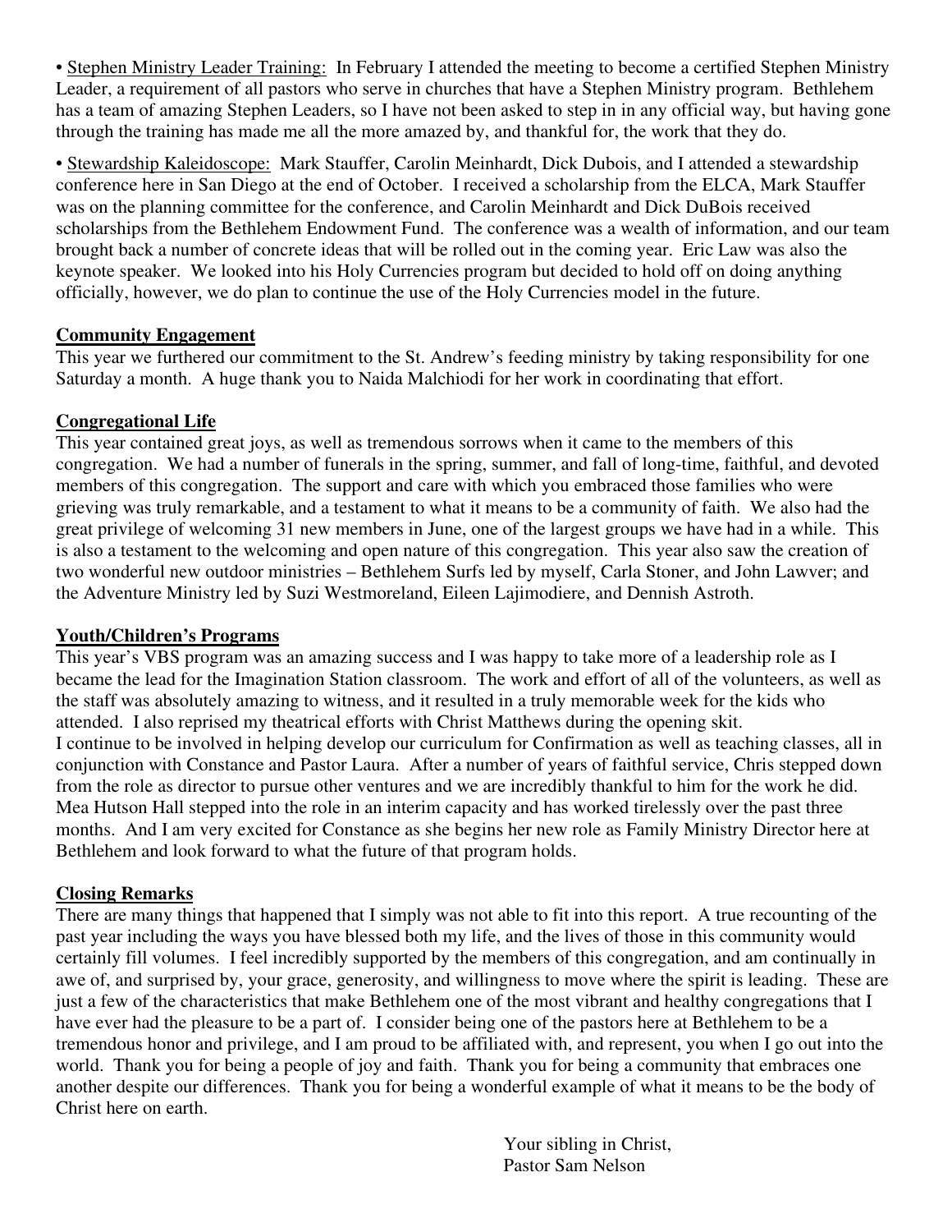• Stephen Ministry Leader Training: In February I attended the meeting to become a certified Stephen Ministry Leader, a requirement of all pastors who serve in churches that have a Stephen Ministry program. Bethlehem has a team of amazing Stephen Leaders, so I have not been asked to step in in any official way, but having gone through the training has made me all the more amazed by, and thankful for, the work that they do.

• Stewardship Kaleidoscope: Mark Stauffer, Carolin Meinhardt, Dick Dubois, and I attended a stewardship conference here in San Diego at the end of October. I received a scholarship from the ELCA, Mark Stauffer was on the planning committee for the conference, and Carolin Meinhardt and Dick DuBois received scholarships from the Bethlehem Endowment Fund. The conference was a wealth of information, and our team brought back a number of concrete ideas that will be rolled out in the coming year. Eric Law was also the keynote speaker. We looked into his Holy Currencies program but decided to hold off on doing anything officially, however, we do plan to continue the use of the Holy Currencies model in the future.

**Community Engagement**

This year we furthered our commitment to the St. Andrew's feeding ministry by taking responsibility for one Saturday a month. A huge thank you to Naida Malchiodi for her work in coordinating that effort.

**Congregational Life**

This year contained great joys, as well as tremendous sorrows when it came to the members of this congregation. We had a number of funerals in the spring, summer, and fall of long-time, faithful, and devoted members of this congregation. The support and care with which you embraced those families who were grieving was truly remarkable, and a testament to what it means to be a community of faith. We also had the great privilege of welcoming 31 new members in June, one of the largest groups we have had in a while. This is also a testament to the welcoming and open nature of this congregation. This year also saw the creation of two wonderful new outdoor ministries – Bethlehem Surfs led by myself, Carla Stoner, and John Lawver; and the Adventure Ministry led by Suzi Westmoreland, Eileen Lajimodiere, and Dennish Astroth.

**Youth/Children's Programs**

This year's VBS program was an amazing success and I was happy to take more of a leadership role as I became the lead for the Imagination Station classroom. The work and effort of all of the volunteers, as well as the staff was absolutely amazing to witness, and it resulted in a truly memorable week for the kids who attended. I also reprised my theatrical efforts with Christ Matthews during the opening skit.
I continue to be involved in helping develop our curriculum for Confirmation as well as teaching classes, all in conjunction with Constance and Pastor Laura. After a number of years of faithful service, Chris stepped down from the role as director to pursue other ventures and we are incredibly thankful to him for the work he did. Mea Hutson Hall stepped into the role in an interim capacity and has worked tirelessly over the past three months. And I am very excited for Constance as she begins her new role as Family Ministry Director here at Bethlehem and look forward to what the future of that program holds.

**Closing Remarks**

There are many things that happened that I simply was not able to fit into this report. A true recounting of the past year including the ways you have blessed both my life, and the lives of those in this community would certainly fill volumes. I feel incredibly supported by the members of this congregation, and am continually in awe of, and surprised by, your grace, generosity, and willingness to move where the spirit is leading. These are just a few of the characteristics that make Bethlehem one of the most vibrant and healthy congregations that I have ever had the pleasure to be a part of. I consider being one of the pastors here at Bethlehem to be a tremendous honor and privilege, and I am proud to be affiliated with, and represent, you when I go out into the world. Thank you for being a people of joy and faith. Thank you for being a community that embraces one another despite our differences. Thank you for being a wonderful example of what it means to be the body of Christ here on earth.

Your sibling in Christ,
Pastor Sam Nelson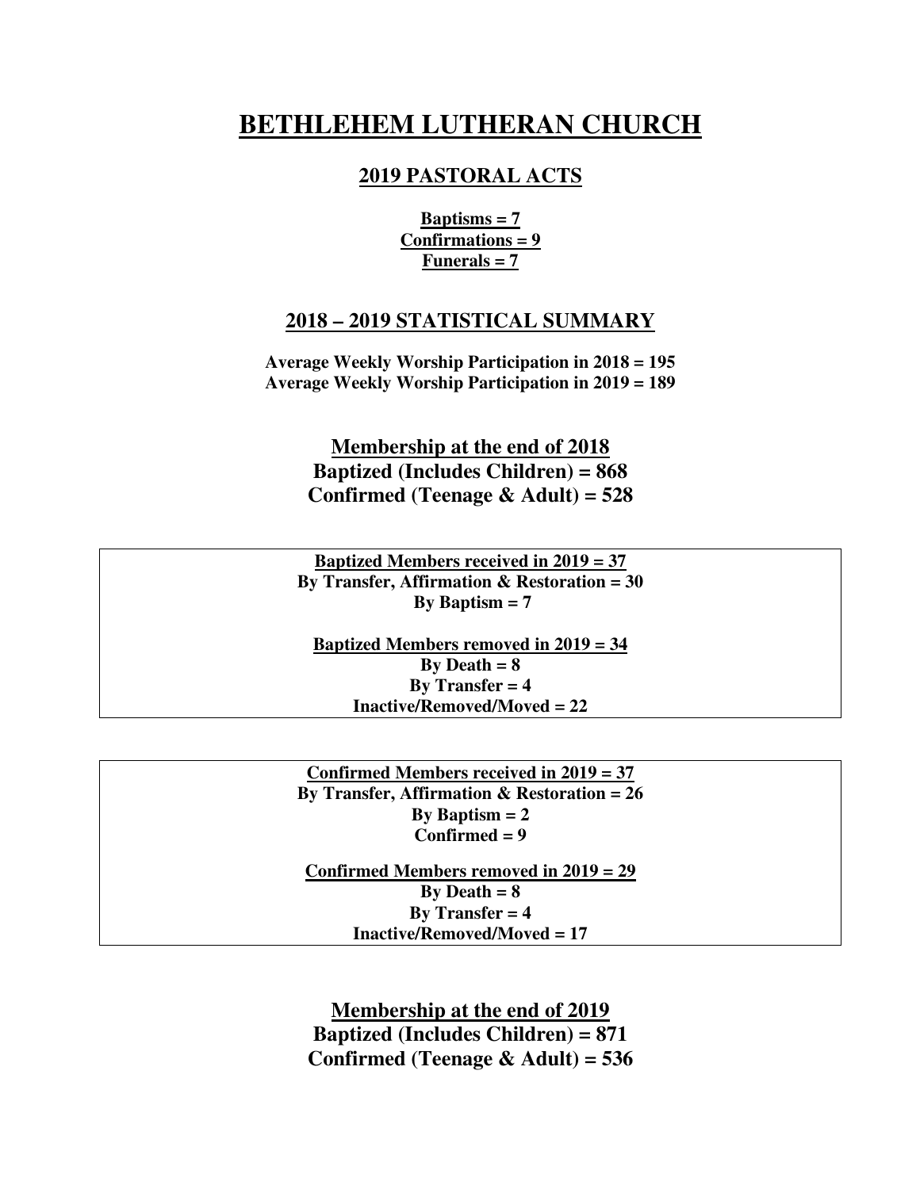# BETHLEHEM LUTHERAN CHURCH

## 2019 PASTORAL ACTS

**Baptisms = 7**
**Confirmations = 9**
**Funerals = 7**

## 2018 – 2019 STATISTICAL SUMMARY

**Average Weekly Worship Participation in 2018 = 195**
**Average Weekly Worship Participation in 2019 = 189**

**Membership at the end of 2018**
**Baptized (Includes Children) = 868**
**Confirmed (Teenage & Adult) = 528**

**Baptized Members received in 2019 = 37**
**By Transfer, Affirmation & Restoration = 30**
**By Baptism = 7**

**Baptized Members removed in 2019 = 34**
**By Death = 8**
**By Transfer = 4**
**Inactive/Removed/Moved = 22**

**Confirmed Members received in 2019 = 37**
**By Transfer, Affirmation & Restoration = 26**
**By Baptism = 2**
**Confirmed = 9**

**Confirmed Members removed in 2019 = 29**
**By Death = 8**
**By Transfer = 4**
**Inactive/Removed/Moved = 17**

**Membership at the end of 2019**
**Baptized (Includes Children) = 871**
**Confirmed (Teenage & Adult) = 536**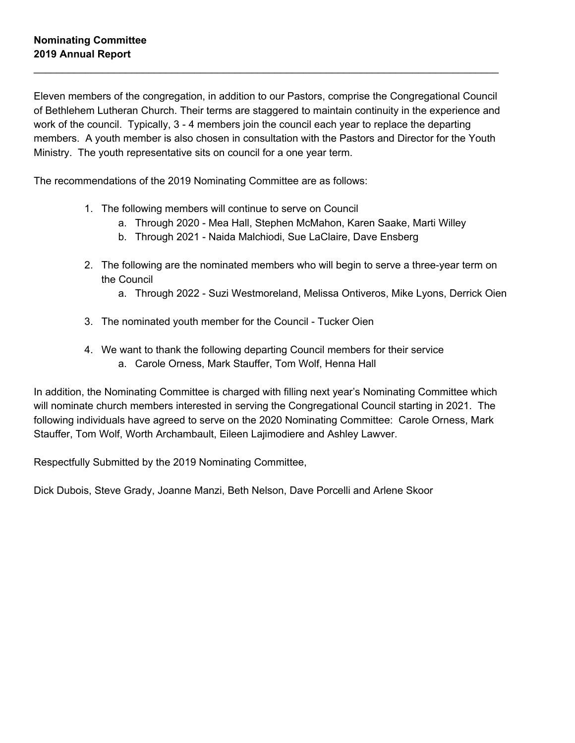**Nominating Committee**
**2019 Annual Report**

---

Eleven members of the congregation, in addition to our Pastors, comprise the Congregational Council of Bethlehem Lutheran Church. Their terms are staggered to maintain continuity in the experience and work of the council. Typically, 3 - 4 members join the council each year to replace the departing members. A youth member is also chosen in consultation with the Pastors and Director for the Youth Ministry. The youth representative sits on council for a one year term.

The recommendations of the 2019 Nominating Committee are as follows:

1. The following members will continue to serve on Council
   a. Through 2020 - Mea Hall, Stephen McMahon, Karen Saake, Marti Willey
   b. Through 2021 - Naida Malchiodi, Sue LaClaire, Dave Ensberg

2. The following are the nominated members who will begin to serve a three-year term on the Council
   a. Through 2022 - Suzi Westmoreland, Melissa Ontiveros, Mike Lyons, Derrick Oien

3. The nominated youth member for the Council - Tucker Oien

4. We want to thank the following departing Council members for their service
   a. Carole Orness, Mark Stauffer, Tom Wolf, Henna Hall

In addition, the Nominating Committee is charged with filling next year's Nominating Committee which will nominate church members interested in serving the Congregational Council starting in 2021. The following individuals have agreed to serve on the 2020 Nominating Committee: Carole Orness, Mark Stauffer, Tom Wolf, Worth Archambault, Eileen Lajimodiere and Ashley Lawver.

Respectfully Submitted by the 2019 Nominating Committee,

Dick Dubois, Steve Grady, Joanne Manzi, Beth Nelson, Dave Porcelli and Arlene Skoor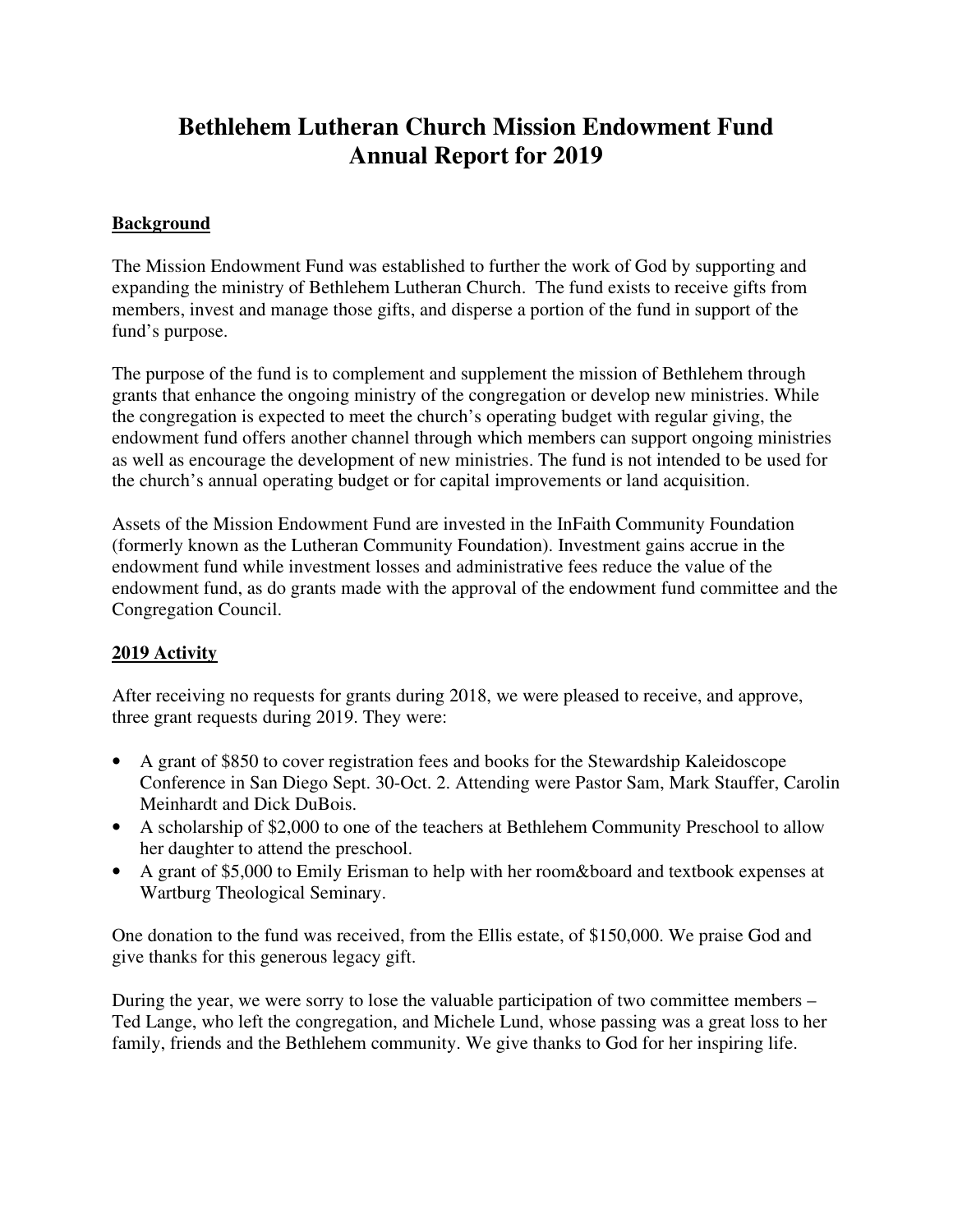# Bethlehem Lutheran Church Mission Endowment Fund
# Annual Report for 2019

## Background

The Mission Endowment Fund was established to further the work of God by supporting and expanding the ministry of Bethlehem Lutheran Church. The fund exists to receive gifts from members, invest and manage those gifts, and disperse a portion of the fund in support of the fund's purpose.

The purpose of the fund is to complement and supplement the mission of Bethlehem through grants that enhance the ongoing ministry of the congregation or develop new ministries. While the congregation is expected to meet the church's operating budget with regular giving, the endowment fund offers another channel through which members can support ongoing ministries as well as encourage the development of new ministries. The fund is not intended to be used for the church's annual operating budget or for capital improvements or land acquisition.

Assets of the Mission Endowment Fund are invested in the InFaith Community Foundation (formerly known as the Lutheran Community Foundation). Investment gains accrue in the endowment fund while investment losses and administrative fees reduce the value of the endowment fund, as do grants made with the approval of the endowment fund committee and the Congregation Council.

## 2019 Activity

After receiving no requests for grants during 2018, we were pleased to receive, and approve, three grant requests during 2019. They were:

- A grant of $850 to cover registration fees and books for the Stewardship Kaleidoscope Conference in San Diego Sept. 30-Oct. 2. Attending were Pastor Sam, Mark Stauffer, Carolin Meinhardt and Dick DuBois.
- A scholarship of $2,000 to one of the teachers at Bethlehem Community Preschool to allow her daughter to attend the preschool.
- A grant of $5,000 to Emily Erisman to help with her room&board and textbook expenses at Wartburg Theological Seminary.

One donation to the fund was received, from the Ellis estate, of $150,000. We praise God and give thanks for this generous legacy gift.

During the year, we were sorry to lose the valuable participation of two committee members – Ted Lange, who left the congregation, and Michele Lund, whose passing was a great loss to her family, friends and the Bethlehem community. We give thanks to God for her inspiring life.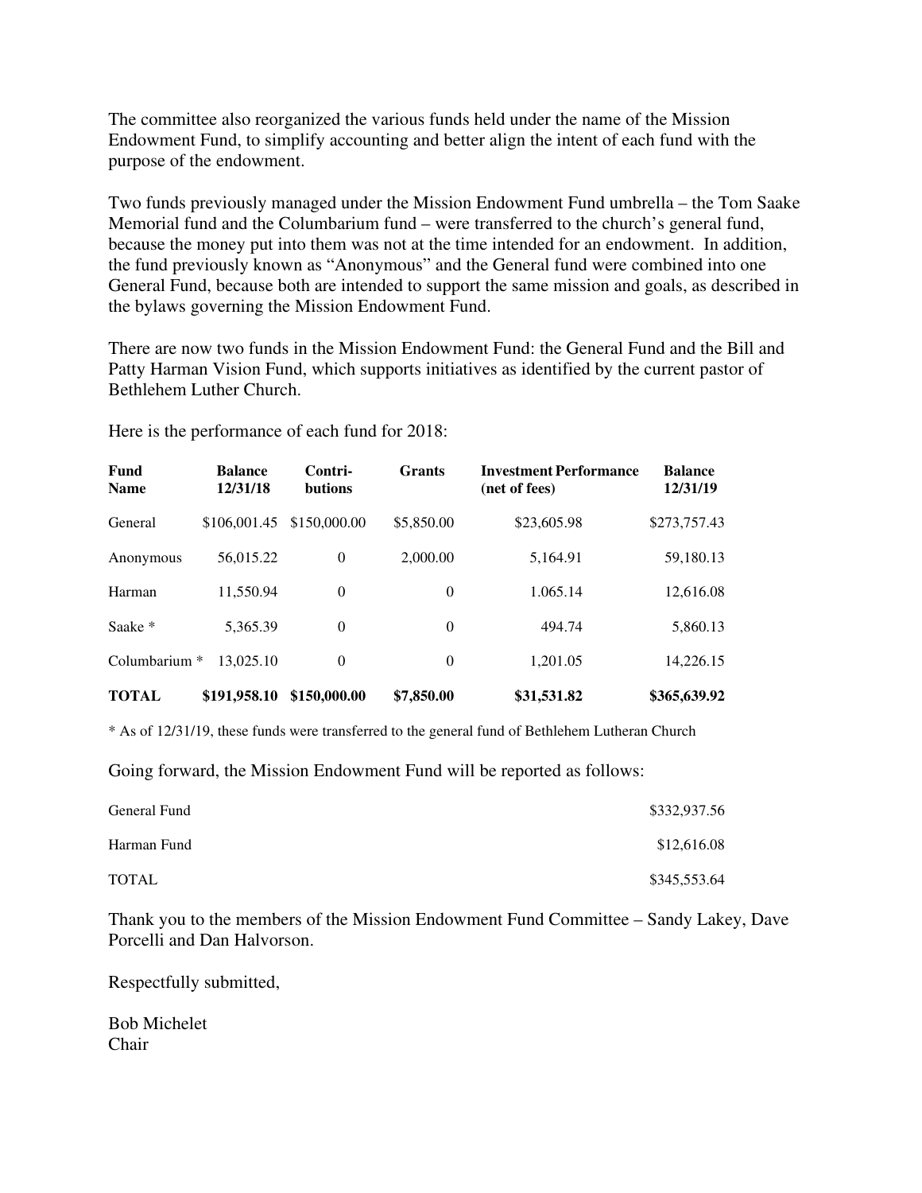The committee also reorganized the various funds held under the name of the Mission Endowment Fund, to simplify accounting and better align the intent of each fund with the purpose of the endowment.

Two funds previously managed under the Mission Endowment Fund umbrella – the Tom Saake Memorial fund and the Columbarium fund – were transferred to the church's general fund, because the money put into them was not at the time intended for an endowment. In addition, the fund previously known as "Anonymous" and the General fund were combined into one General Fund, because both are intended to support the same mission and goals, as described in the bylaws governing the Mission Endowment Fund.

There are now two funds in the Mission Endowment Fund: the General Fund and the Bill and Patty Harman Vision Fund, which supports initiatives as identified by the current pastor of Bethlehem Luther Church.

Here is the performance of each fund for 2018:

| Fund Name | Balance 12/31/18 | Contri-butions | Grants | Investment Performance (net of fees) | Balance 12/31/19 |
|---|---|---|---|---|---|
| General | $106,001.45 | $150,000.00 | $5,850.00 | $23,605.98 | $273,757.43 |
| Anonymous | 56,015.22 | 0 | 2,000.00 | 5,164.91 | 59,180.13 |
| Harman | 11,550.94 | 0 | 0 | 1.065.14 | 12,616.08 |
| Saake * | 5,365.39 | 0 | 0 | 494.74 | 5,860.13 |
| Columbarium * | 13,025.10 | 0 | 0 | 1,201.05 | 14,226.15 |
| **TOTAL** | **$191,958.10** | **$150,000.00** | **$7,850.00** | **$31,531.82** | **$365,639.92** |

* As of 12/31/19, these funds were transferred to the general fund of Bethlehem Lutheran Church

Going forward, the Mission Endowment Fund will be reported as follows:

| | |
|---|---|
| General Fund | $332,937.56 |
| Harman Fund | $12,616.08 |
| TOTAL | $345,553.64 |

Thank you to the members of the Mission Endowment Fund Committee – Sandy Lakey, Dave Porcelli and Dan Halvorson.

Respectfully submitted,

Bob Michelet
Chair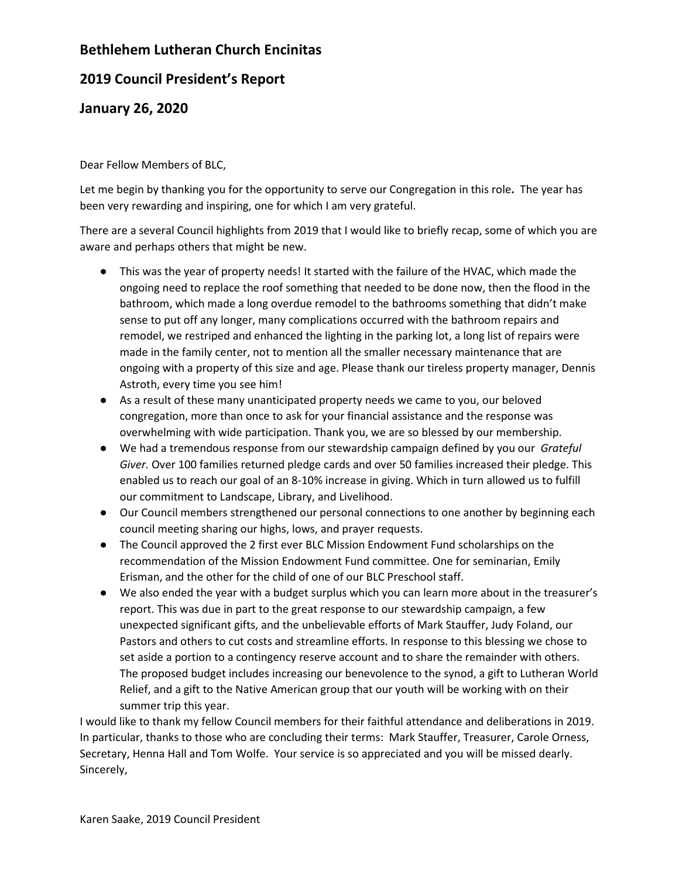## Bethlehem Lutheran Church Encinitas

## 2019 Council President's Report

## January 26, 2020

Dear Fellow Members of BLC,

Let me begin by thanking you for the opportunity to serve our Congregation in this role**.** The year has been very rewarding and inspiring, one for which I am very grateful.

There are a several Council highlights from 2019 that I would like to briefly recap, some of which you are aware and perhaps others that might be new.

- This was the year of property needs! It started with the failure of the HVAC, which made the ongoing need to replace the roof something that needed to be done now, then the flood in the bathroom, which made a long overdue remodel to the bathrooms something that didn't make sense to put off any longer, many complications occurred with the bathroom repairs and remodel, we restriped and enhanced the lighting in the parking lot, a long list of repairs were made in the family center, not to mention all the smaller necessary maintenance that are ongoing with a property of this size and age. Please thank our tireless property manager, Dennis Astroth, every time you see him!
- As a result of these many unanticipated property needs we came to you, our beloved congregation, more than once to ask for your financial assistance and the response was overwhelming with wide participation. Thank you, we are so blessed by our membership.
- We had a tremendous response from our stewardship campaign defined by you our *Grateful Giver.* Over 100 families returned pledge cards and over 50 families increased their pledge. This enabled us to reach our goal of an 8-10% increase in giving. Which in turn allowed us to fulfill our commitment to Landscape, Library, and Livelihood.
- Our Council members strengthened our personal connections to one another by beginning each council meeting sharing our highs, lows, and prayer requests.
- The Council approved the 2 first ever BLC Mission Endowment Fund scholarships on the recommendation of the Mission Endowment Fund committee. One for seminarian, Emily Erisman, and the other for the child of one of our BLC Preschool staff.
- We also ended the year with a budget surplus which you can learn more about in the treasurer's report. This was due in part to the great response to our stewardship campaign, a few unexpected significant gifts, and the unbelievable efforts of Mark Stauffer, Judy Foland, our Pastors and others to cut costs and streamline efforts. In response to this blessing we chose to set aside a portion to a contingency reserve account and to share the remainder with others. The proposed budget includes increasing our benevolence to the synod, a gift to Lutheran World Relief, and a gift to the Native American group that our youth will be working with on their summer trip this year.

I would like to thank my fellow Council members for their faithful attendance and deliberations in 2019. In particular, thanks to those who are concluding their terms: Mark Stauffer, Treasurer, Carole Orness, Secretary, Henna Hall and Tom Wolfe. Your service is so appreciated and you will be missed dearly.
Sincerely,

Karen Saake, 2019 Council President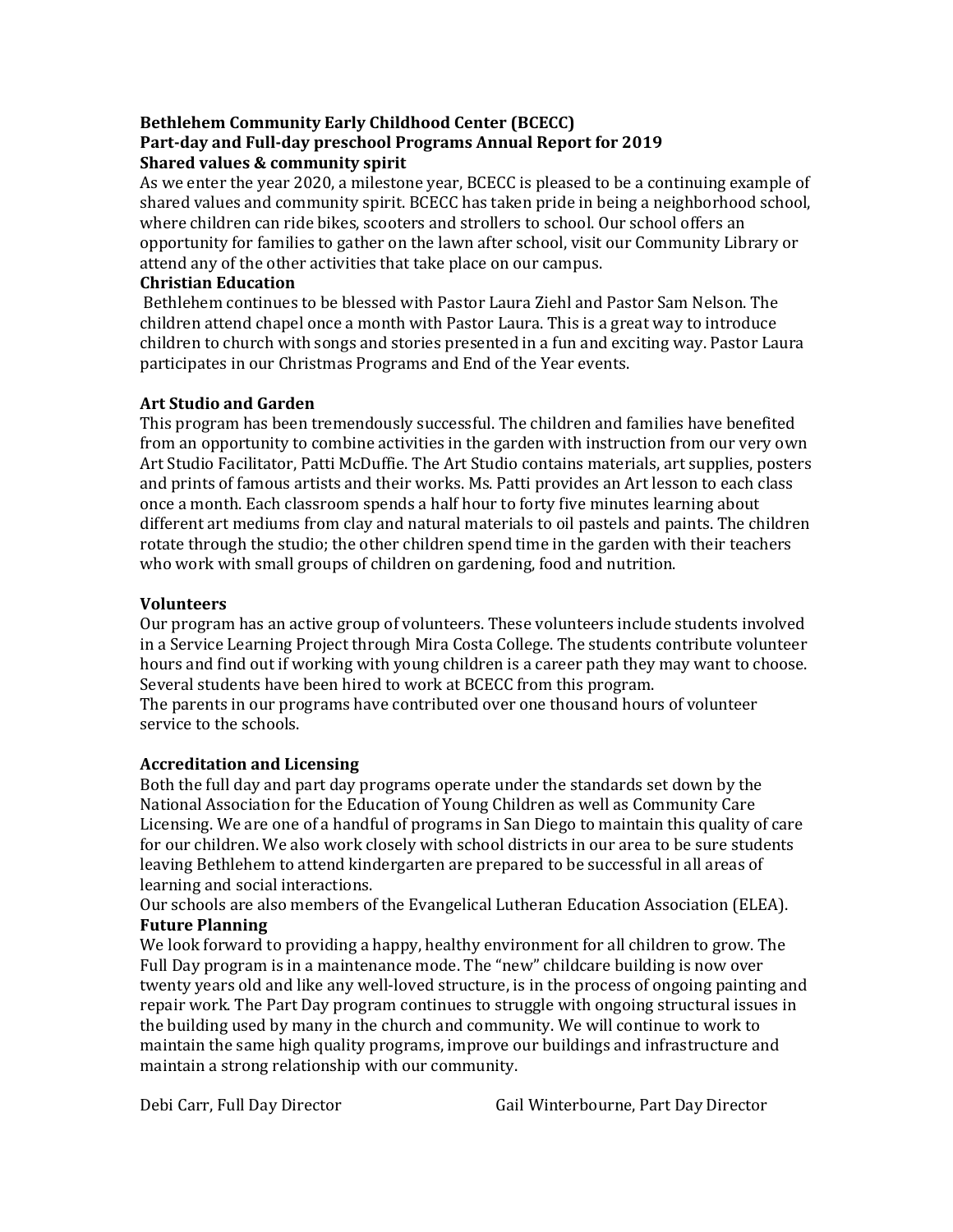**Bethlehem Community Early Childhood Center (BCECC)**
**Part-day and Full-day preschool Programs Annual Report for 2019**

**Shared values & community spirit**

As we enter the year 2020, a milestone year, BCECC is pleased to be a continuing example of shared values and community spirit. BCECC has taken pride in being a neighborhood school, where children can ride bikes, scooters and strollers to school. Our school offers an opportunity for families to gather on the lawn after school, visit our Community Library or attend any of the other activities that take place on our campus.

**Christian Education**

Bethlehem continues to be blessed with Pastor Laura Ziehl and Pastor Sam Nelson. The children attend chapel once a month with Pastor Laura. This is a great way to introduce children to church with songs and stories presented in a fun and exciting way. Pastor Laura participates in our Christmas Programs and End of the Year events.

**Art Studio and Garden**

This program has been tremendously successful. The children and families have benefited from an opportunity to combine activities in the garden with instruction from our very own Art Studio Facilitator, Patti McDuffie. The Art Studio contains materials, art supplies, posters and prints of famous artists and their works. Ms. Patti provides an Art lesson to each class once a month. Each classroom spends a half hour to forty five minutes learning about different art mediums from clay and natural materials to oil pastels and paints. The children rotate through the studio; the other children spend time in the garden with their teachers who work with small groups of children on gardening, food and nutrition.

**Volunteers**

Our program has an active group of volunteers. These volunteers include students involved in a Service Learning Project through Mira Costa College. The students contribute volunteer hours and find out if working with young children is a career path they may want to choose. Several students have been hired to work at BCECC from this program.
The parents in our programs have contributed over one thousand hours of volunteer service to the schools.

**Accreditation and Licensing**

Both the full day and part day programs operate under the standards set down by the National Association for the Education of Young Children as well as Community Care Licensing. We are one of a handful of programs in San Diego to maintain this quality of care for our children. We also work closely with school districts in our area to be sure students leaving Bethlehem to attend kindergarten are prepared to be successful in all areas of learning and social interactions.
Our schools are also members of the Evangelical Lutheran Education Association (ELEA).

**Future Planning**

We look forward to providing a happy, healthy environment for all children to grow. The Full Day program is in a maintenance mode. The "new" childcare building is now over twenty years old and like any well-loved structure, is in the process of ongoing painting and repair work. The Part Day program continues to struggle with ongoing structural issues in the building used by many in the church and community. We will continue to work to maintain the same high quality programs, improve our buildings and infrastructure and maintain a strong relationship with our community.

Debi Carr, Full Day Director

Gail Winterbourne, Part Day Director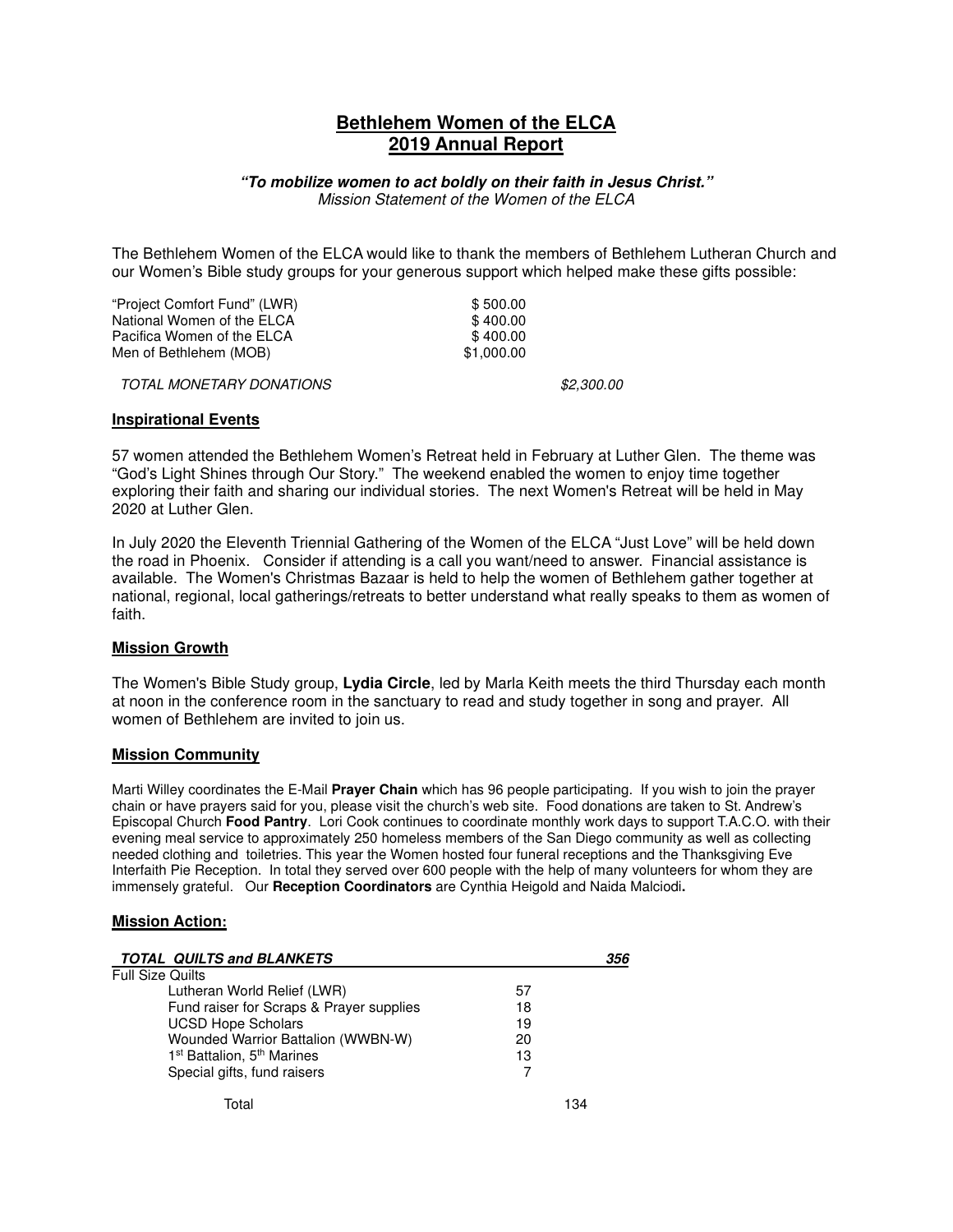# Bethlehem Women of the ELCA
# 2019 Annual Report

***"To mobilize women to act boldly on their faith in Jesus Christ."***
*Mission Statement of the Women of the ELCA*

The Bethlehem Women of the ELCA would like to thank the members of Bethlehem Lutheran Church and our Women's Bible study groups for your generous support which helped make these gifts possible:

| | | |
|---|---|---|
| "Project Comfort Fund" (LWR) | $ 500.00 | |
| National Women of the ELCA | $ 400.00 | |
| Pacifica Women of the ELCA | $ 400.00 | |
| Men of Bethlehem (MOB) | $1,000.00 | |
| *TOTAL MONETARY DONATIONS* | | *$2,300.00* |

## Inspirational Events

57 women attended the Bethlehem Women's Retreat held in February at Luther Glen. The theme was "God's Light Shines through Our Story." The weekend enabled the women to enjoy time together exploring their faith and sharing our individual stories. The next Women's Retreat will be held in May 2020 at Luther Glen.

In July 2020 the Eleventh Triennial Gathering of the Women of the ELCA "Just Love" will be held down the road in Phoenix. Consider if attending is a call you want/need to answer. Financial assistance is available. The Women's Christmas Bazaar is held to help the women of Bethlehem gather together at national, regional, local gatherings/retreats to better understand what really speaks to them as women of faith.

## Mission Growth

The Women's Bible Study group, **Lydia Circle**, led by Marla Keith meets the third Thursday each month at noon in the conference room in the sanctuary to read and study together in song and prayer. All women of Bethlehem are invited to join us.

## Mission Community

Marti Willey coordinates the E-Mail **Prayer Chain** which has 96 people participating. If you wish to join the prayer chain or have prayers said for you, please visit the church's web site. Food donations are taken to St. Andrew's Episcopal Church **Food Pantry**. Lori Cook continues to coordinate monthly work days to support T.A.C.O. with their evening meal service to approximately 250 homeless members of the San Diego community as well as collecting needed clothing and toiletries. This year the Women hosted four funeral receptions and the Thanksgiving Eve Interfaith Pie Reception. In total they served over 600 people with the help of many volunteers for whom they are immensely grateful. Our **Reception Coordinators** are Cynthia Heigold and Naida Malciodi**.**

## Mission Action:

| ***TOTAL QUILTS and BLANKETS*** | | ***356*** |
|---|---|---|
| Full Size Quilts | | |
| Lutheran World Relief (LWR) | 57 | |
| Fund raiser for Scraps & Prayer supplies | 18 | |
| UCSD Hope Scholars | 19 | |
| Wounded Warrior Battalion (WWBN-W) | 20 | |
| 1st Battalion, 5th Marines | 13 | |
| Special gifts, fund raisers | 7 | |
| Total | | 134 |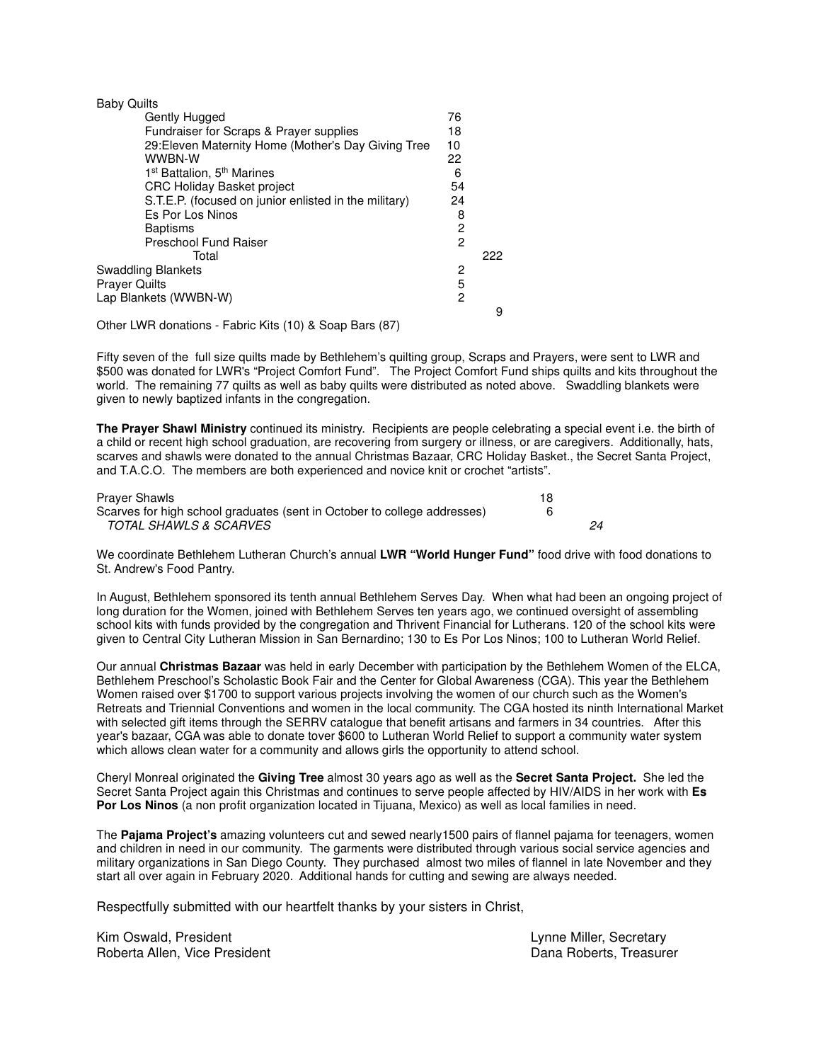| | | |
|---|---|---|
| Baby Quilts | | |
| Gently Hugged | 76 | |
| Fundraiser for Scraps & Prayer supplies | 18 | |
| 29:Eleven Maternity Home (Mother's Day Giving Tree | 10 | |
| WWBN-W | 22 | |
| 1st Battalion, 5th Marines | 6 | |
| CRC Holiday Basket project | 54 | |
| S.T.E.P. (focused on junior enlisted in the military) | 24 | |
| Es Por Los Ninos | 8 | |
| Baptisms | 2 | |
| Preschool Fund Raiser | 2 | |
| Total | | 222 |
| Swaddling Blankets | 2 | |
| Prayer Quilts | 5 | |
| Lap Blankets (WWBN-W) | 2 | |
| | | 9 |

Other LWR donations - Fabric Kits (10) & Soap Bars (87)

Fifty seven of the full size quilts made by Bethlehem's quilting group, Scraps and Prayers, were sent to LWR and $500 was donated for LWR's "Project Comfort Fund". The Project Comfort Fund ships quilts and kits throughout the world. The remaining 77 quilts as well as baby quilts were distributed as noted above. Swaddling blankets were given to newly baptized infants in the congregation.

**The Prayer Shawl Ministry** continued its ministry. Recipients are people celebrating a special event i.e. the birth of a child or recent high school graduation, are recovering from surgery or illness, or are caregivers. Additionally, hats, scarves and shawls were donated to the annual Christmas Bazaar, CRC Holiday Basket., the Secret Santa Project, and T.A.C.O. The members are both experienced and novice knit or crochet "artists".

| | | |
|---|---|---|
| Prayer Shawls | 18 | |
| Scarves for high school graduates (sent in October to college addresses) | 6 | |
| *TOTAL SHAWLS & SCARVES* | | *24* |

We coordinate Bethlehem Lutheran Church's annual **LWR "World Hunger Fund"** food drive with food donations to St. Andrew's Food Pantry.

In August, Bethlehem sponsored its tenth annual Bethlehem Serves Day. When what had been an ongoing project of long duration for the Women, joined with Bethlehem Serves ten years ago, we continued oversight of assembling school kits with funds provided by the congregation and Thrivent Financial for Lutherans. 120 of the school kits were given to Central City Lutheran Mission in San Bernardino; 130 to Es Por Los Ninos; 100 to Lutheran World Relief.

Our annual **Christmas Bazaar** was held in early December with participation by the Bethlehem Women of the ELCA, Bethlehem Preschool's Scholastic Book Fair and the Center for Global Awareness (CGA). This year the Bethlehem Women raised over $1700 to support various projects involving the women of our church such as the Women's Retreats and Triennial Conventions and women in the local community. The CGA hosted its ninth International Market with selected gift items through the SERRV catalogue that benefit artisans and farmers in 34 countries. After this year's bazaar, CGA was able to donate tover $600 to Lutheran World Relief to support a community water system which allows clean water for a community and allows girls the opportunity to attend school.

Cheryl Monreal originated the **Giving Tree** almost 30 years ago as well as the **Secret Santa Project.** She led the Secret Santa Project again this Christmas and continues to serve people affected by HIV/AIDS in her work with **Es Por Los Ninos** (a non profit organization located in Tijuana, Mexico) as well as local families in need.

The **Pajama Project's** amazing volunteers cut and sewed nearly1500 pairs of flannel pajama for teenagers, women and children in need in our community. The garments were distributed through various social service agencies and military organizations in San Diego County. They purchased almost two miles of flannel in late November and they start all over again in February 2020. Additional hands for cutting and sewing are always needed.

Respectfully submitted with our heartfelt thanks by your sisters in Christ,

Kim Oswald, President
Roberta Allen, Vice President

Lynne Miller, Secretary
Dana Roberts, Treasurer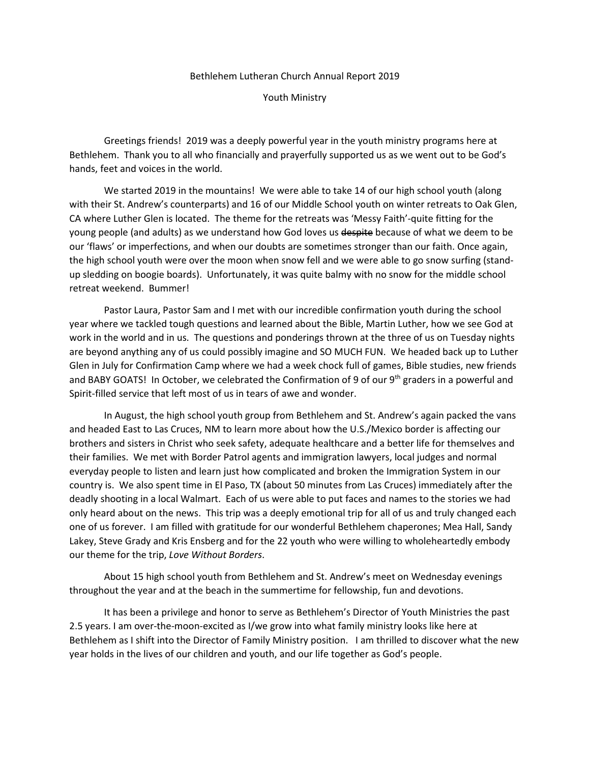Bethlehem Lutheran Church Annual Report 2019

Youth Ministry

Greetings friends! 2019 was a deeply powerful year in the youth ministry programs here at Bethlehem. Thank you to all who financially and prayerfully supported us as we went out to be God's hands, feet and voices in the world.

We started 2019 in the mountains! We were able to take 14 of our high school youth (along with their St. Andrew's counterparts) and 16 of our Middle School youth on winter retreats to Oak Glen, CA where Luther Glen is located. The theme for the retreats was 'Messy Faith'-quite fitting for the young people (and adults) as we understand how God loves us ~~despite~~ because of what we deem to be our 'flaws' or imperfections, and when our doubts are sometimes stronger than our faith. Once again, the high school youth were over the moon when snow fell and we were able to go snow surfing (stand-up sledding on boogie boards). Unfortunately, it was quite balmy with no snow for the middle school retreat weekend. Bummer!

Pastor Laura, Pastor Sam and I met with our incredible confirmation youth during the school year where we tackled tough questions and learned about the Bible, Martin Luther, how we see God at work in the world and in us. The questions and ponderings thrown at the three of us on Tuesday nights are beyond anything any of us could possibly imagine and SO MUCH FUN. We headed back up to Luther Glen in July for Confirmation Camp where we had a week chock full of games, Bible studies, new friends and BABY GOATS! In October, we celebrated the Confirmation of 9 of our 9th graders in a powerful and Spirit-filled service that left most of us in tears of awe and wonder.

In August, the high school youth group from Bethlehem and St. Andrew's again packed the vans and headed East to Las Cruces, NM to learn more about how the U.S./Mexico border is affecting our brothers and sisters in Christ who seek safety, adequate healthcare and a better life for themselves and their families. We met with Border Patrol agents and immigration lawyers, local judges and normal everyday people to listen and learn just how complicated and broken the Immigration System in our country is. We also spent time in El Paso, TX (about 50 minutes from Las Cruces) immediately after the deadly shooting in a local Walmart. Each of us were able to put faces and names to the stories we had only heard about on the news. This trip was a deeply emotional trip for all of us and truly changed each one of us forever. I am filled with gratitude for our wonderful Bethlehem chaperones; Mea Hall, Sandy Lakey, Steve Grady and Kris Ensberg and for the 22 youth who were willing to wholeheartedly embody our theme for the trip, *Love Without Borders*.

About 15 high school youth from Bethlehem and St. Andrew's meet on Wednesday evenings throughout the year and at the beach in the summertime for fellowship, fun and devotions.

It has been a privilege and honor to serve as Bethlehem's Director of Youth Ministries the past 2.5 years. I am over-the-moon-excited as I/we grow into what family ministry looks like here at Bethlehem as I shift into the Director of Family Ministry position. I am thrilled to discover what the new year holds in the lives of our children and youth, and our life together as God's people.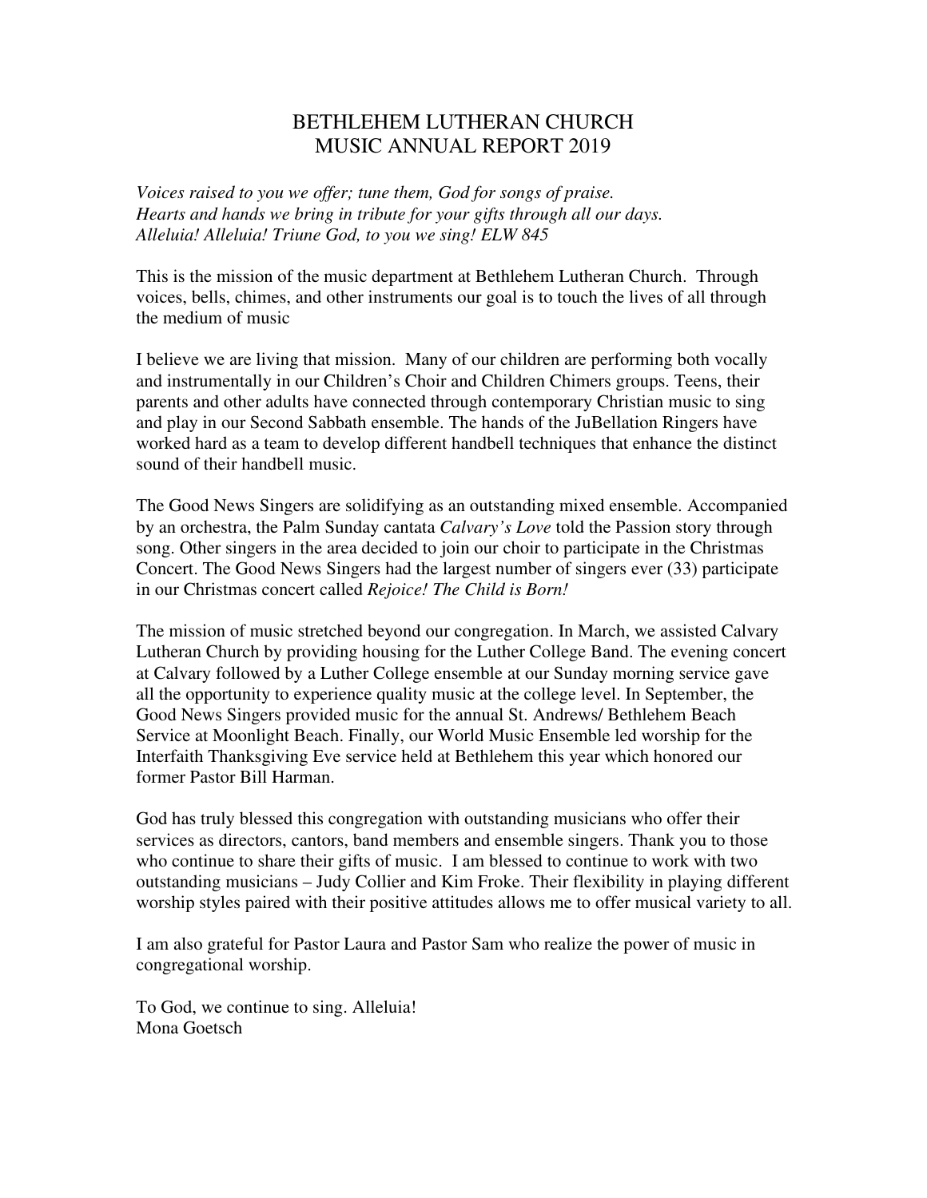# BETHLEHEM LUTHERAN CHURCH
# MUSIC ANNUAL REPORT 2019

*Voices raised to you we offer; tune them, God for songs of praise.*
*Hearts and hands we bring in tribute for your gifts through all our days.*
*Alleluia! Alleluia! Triune God, to you we sing! ELW 845*

This is the mission of the music department at Bethlehem Lutheran Church. Through voices, bells, chimes, and other instruments our goal is to touch the lives of all through the medium of music

I believe we are living that mission. Many of our children are performing both vocally and instrumentally in our Children's Choir and Children Chimers groups. Teens, their parents and other adults have connected through contemporary Christian music to sing and play in our Second Sabbath ensemble. The hands of the JuBellation Ringers have worked hard as a team to develop different handbell techniques that enhance the distinct sound of their handbell music.

The Good News Singers are solidifying as an outstanding mixed ensemble. Accompanied by an orchestra, the Palm Sunday cantata *Calvary's Love* told the Passion story through song. Other singers in the area decided to join our choir to participate in the Christmas Concert. The Good News Singers had the largest number of singers ever (33) participate in our Christmas concert called *Rejoice! The Child is Born!*

The mission of music stretched beyond our congregation. In March, we assisted Calvary Lutheran Church by providing housing for the Luther College Band. The evening concert at Calvary followed by a Luther College ensemble at our Sunday morning service gave all the opportunity to experience quality music at the college level. In September, the Good News Singers provided music for the annual St. Andrews/ Bethlehem Beach Service at Moonlight Beach. Finally, our World Music Ensemble led worship for the Interfaith Thanksgiving Eve service held at Bethlehem this year which honored our former Pastor Bill Harman.

God has truly blessed this congregation with outstanding musicians who offer their services as directors, cantors, band members and ensemble singers. Thank you to those who continue to share their gifts of music. I am blessed to continue to work with two outstanding musicians – Judy Collier and Kim Froke. Their flexibility in playing different worship styles paired with their positive attitudes allows me to offer musical variety to all.

I am also grateful for Pastor Laura and Pastor Sam who realize the power of music in congregational worship.

To God, we continue to sing. Alleluia!
Mona Goetsch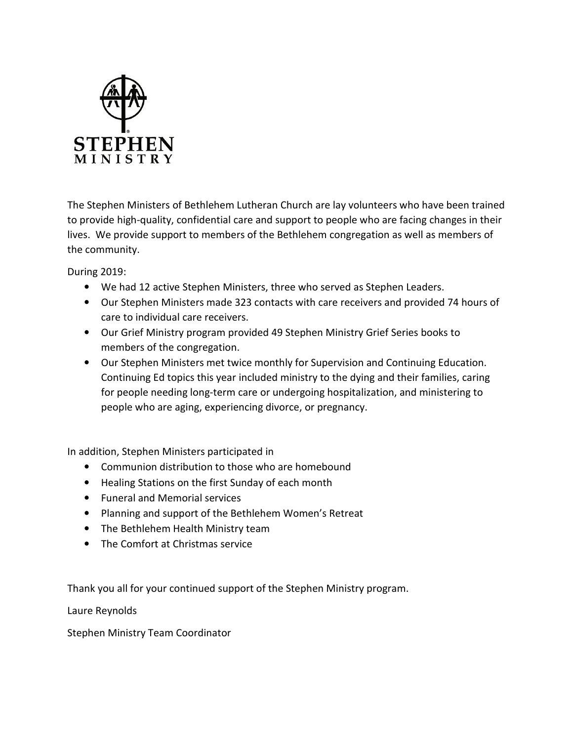**STEPHEN**
**MINISTRY**

The Stephen Ministers of Bethlehem Lutheran Church are lay volunteers who have been trained to provide high-quality, confidential care and support to people who are facing changes in their lives. We provide support to members of the Bethlehem congregation as well as members of the community.

During 2019:

- We had 12 active Stephen Ministers, three who served as Stephen Leaders.
- Our Stephen Ministers made 323 contacts with care receivers and provided 74 hours of care to individual care receivers.
- Our Grief Ministry program provided 49 Stephen Ministry Grief Series books to members of the congregation.
- Our Stephen Ministers met twice monthly for Supervision and Continuing Education. Continuing Ed topics this year included ministry to the dying and their families, caring for people needing long-term care or undergoing hospitalization, and ministering to people who are aging, experiencing divorce, or pregnancy.

In addition, Stephen Ministers participated in

- Communion distribution to those who are homebound
- Healing Stations on the first Sunday of each month
- Funeral and Memorial services
- Planning and support of the Bethlehem Women's Retreat
- The Bethlehem Health Ministry team
- The Comfort at Christmas service

Thank you all for your continued support of the Stephen Ministry program.

Laure Reynolds

Stephen Ministry Team Coordinator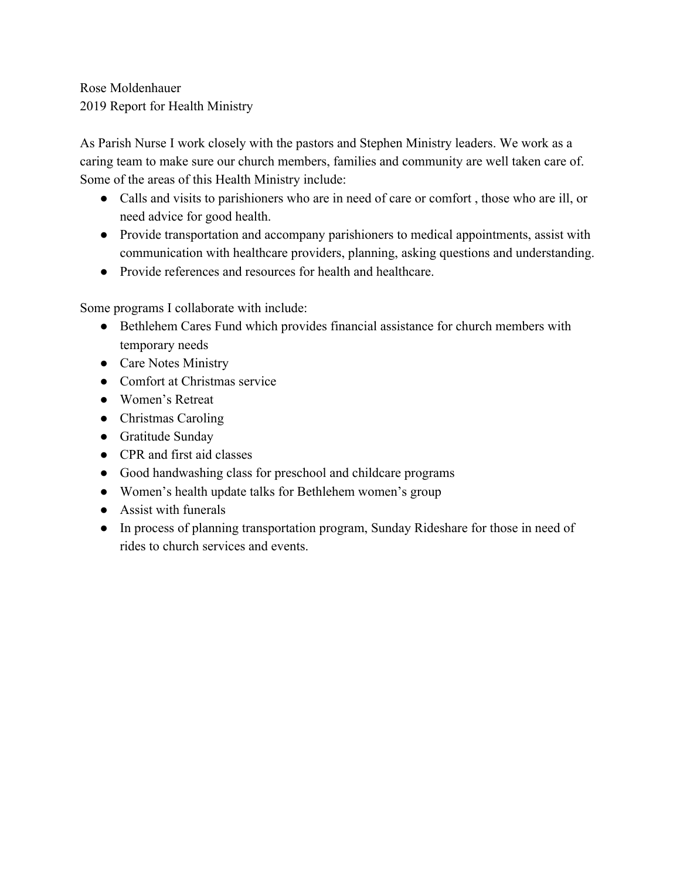Rose Moldenhauer
2019 Report for Health Ministry

As Parish Nurse I work closely with the pastors and Stephen Ministry leaders. We work as a caring team to make sure our church members, families and community are well taken care of. Some of the areas of this Health Ministry include:

- Calls and visits to parishioners who are in need of care or comfort , those who are ill, or need advice for good health.
- Provide transportation and accompany parishioners to medical appointments, assist with communication with healthcare providers, planning, asking questions and understanding.
- Provide references and resources for health and healthcare.

Some programs I collaborate with include:

- Bethlehem Cares Fund which provides financial assistance for church members with temporary needs
- Care Notes Ministry
- Comfort at Christmas service
- Women's Retreat
- Christmas Caroling
- Gratitude Sunday
- CPR and first aid classes
- Good handwashing class for preschool and childcare programs
- Women's health update talks for Bethlehem women's group
- Assist with funerals
- In process of planning transportation program, Sunday Rideshare for those in need of rides to church services and events.